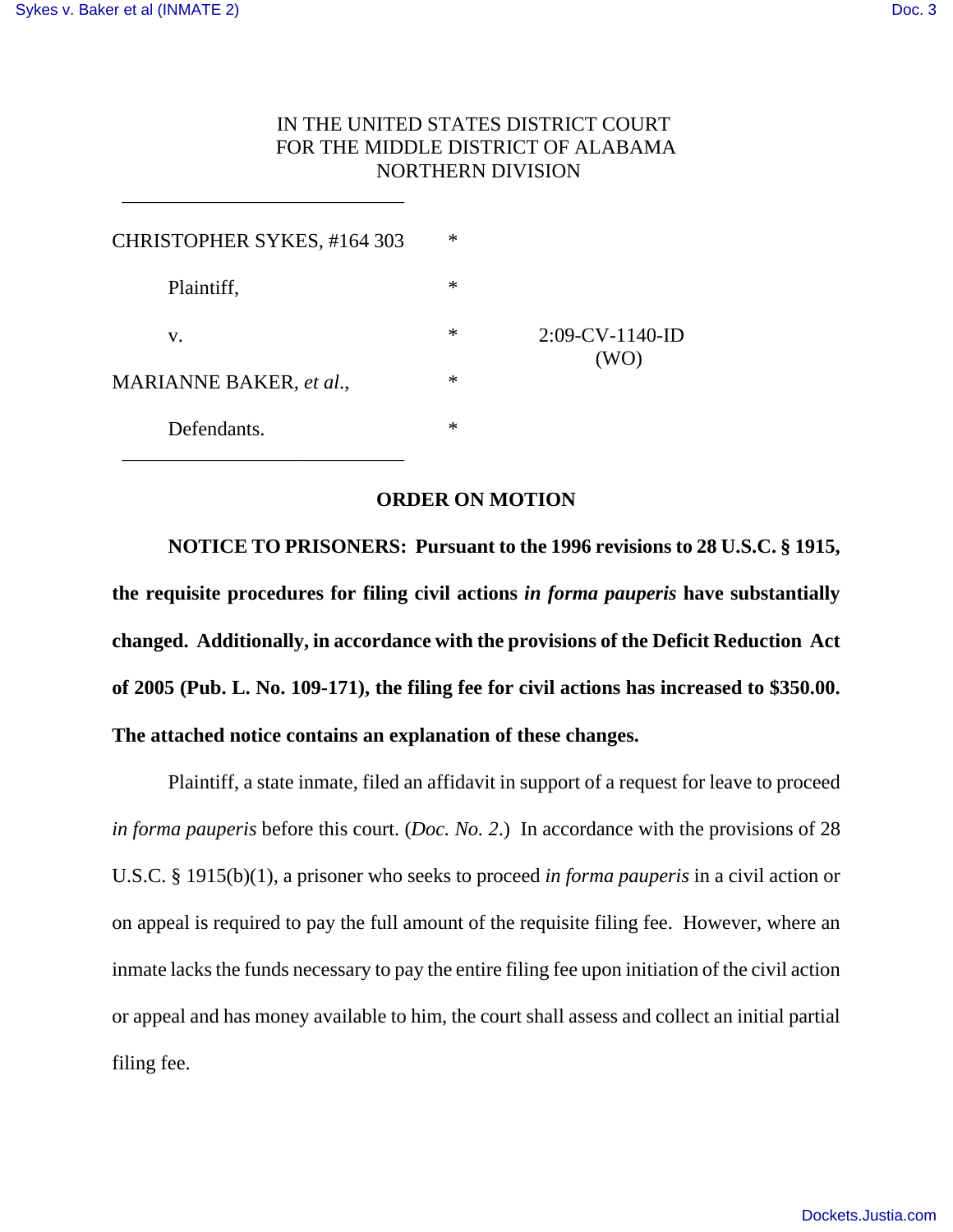IN THE UNITED STATES DISTRICT COURT
FOR THE MIDDLE DISTRICT OF ALABAMA
NORTHERN DIVISION

| | | |
|---|---|---|
| CHRISTOPHER SYKES, #164 303 | * | |
| Plaintiff, | * | |
| v. | * | 2:09-CV-1140-ID (WO) |
| MARIANNE BAKER, *et al*., | * | |
| Defendants. | * | |

## ORDER ON MOTION

**NOTICE TO PRISONERS: Pursuant to the 1996 revisions to 28 U.S.C. § 1915, the requisite procedures for filing civil actions *in forma pauperis* have substantially changed. Additionally, in accordance with the provisions of the Deficit Reduction Act of 2005 (Pub. L. No. 109-171), the filing fee for civil actions has increased to $350.00. The attached notice contains an explanation of these changes.**

Plaintiff, a state inmate, filed an affidavit in support of a request for leave to proceed *in forma pauperis* before this court. (*Doc. No. 2*.) In accordance with the provisions of 28 U.S.C. § 1915(b)(1), a prisoner who seeks to proceed *in forma pauperis* in a civil action or on appeal is required to pay the full amount of the requisite filing fee. However, where an inmate lacks the funds necessary to pay the entire filing fee upon initiation of the civil action or appeal and has money available to him, the court shall assess and collect an initial partial filing fee.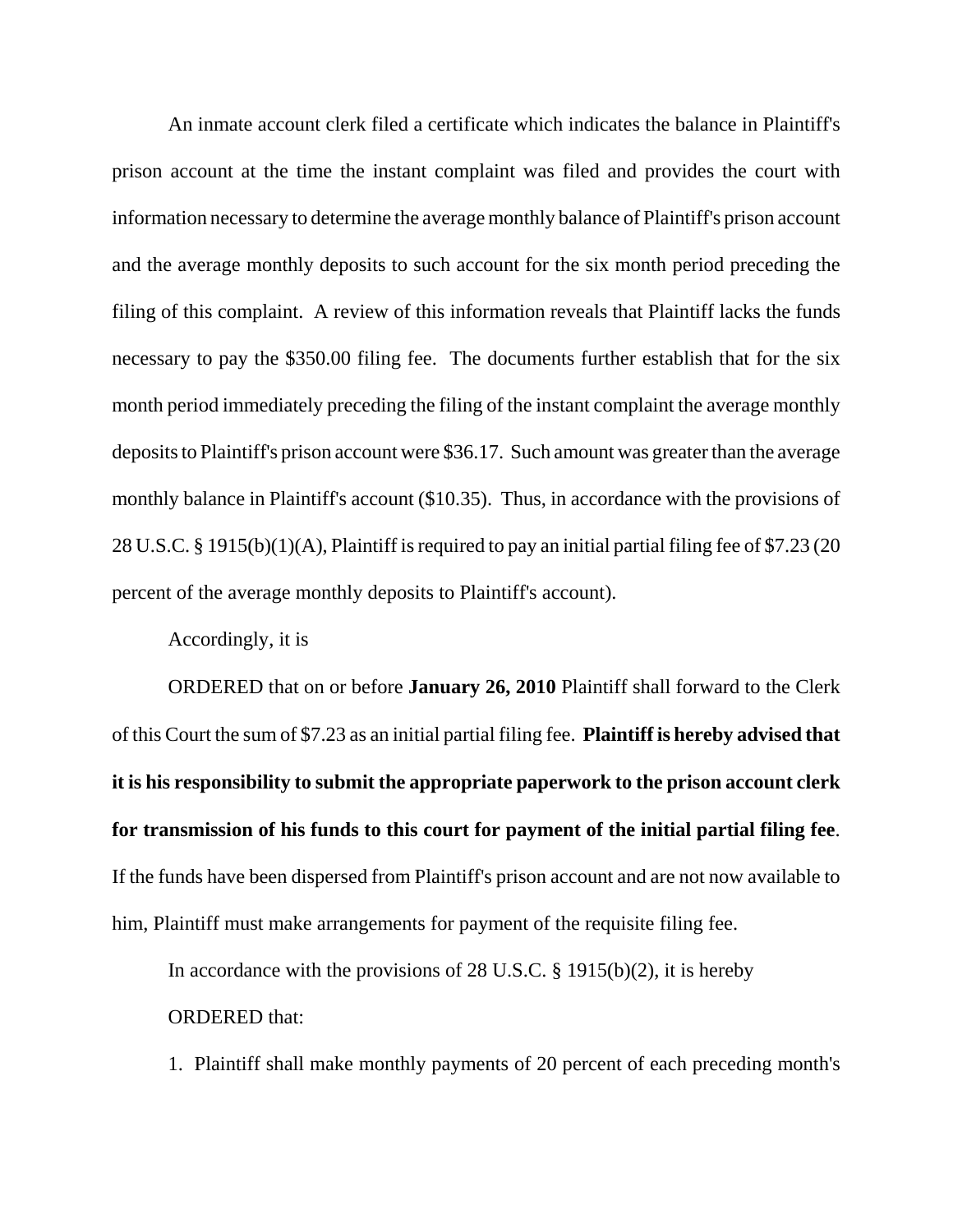An inmate account clerk filed a certificate which indicates the balance in Plaintiff's prison account at the time the instant complaint was filed and provides the court with information necessary to determine the average monthly balance of Plaintiff's prison account and the average monthly deposits to such account for the six month period preceding the filing of this complaint. A review of this information reveals that Plaintiff lacks the funds necessary to pay the $350.00 filing fee. The documents further establish that for the six month period immediately preceding the filing of the instant complaint the average monthly deposits to Plaintiff's prison account were $36.17. Such amount was greater than the average monthly balance in Plaintiff's account ($10.35). Thus, in accordance with the provisions of 28 U.S.C. § 1915(b)(1)(A), Plaintiff is required to pay an initial partial filing fee of $7.23 (20 percent of the average monthly deposits to Plaintiff's account).

Accordingly, it is

ORDERED that on or before **January 26, 2010** Plaintiff shall forward to the Clerk of this Court the sum of $7.23 as an initial partial filing fee. **Plaintiff is hereby advised that it is his responsibility to submit the appropriate paperwork to the prison account clerk for transmission of his funds to this court for payment of the initial partial filing fee**. If the funds have been dispersed from Plaintiff's prison account and are not now available to him, Plaintiff must make arrangements for payment of the requisite filing fee.

In accordance with the provisions of 28 U.S.C. § 1915(b)(2), it is hereby

ORDERED that:

1. Plaintiff shall make monthly payments of 20 percent of each preceding month's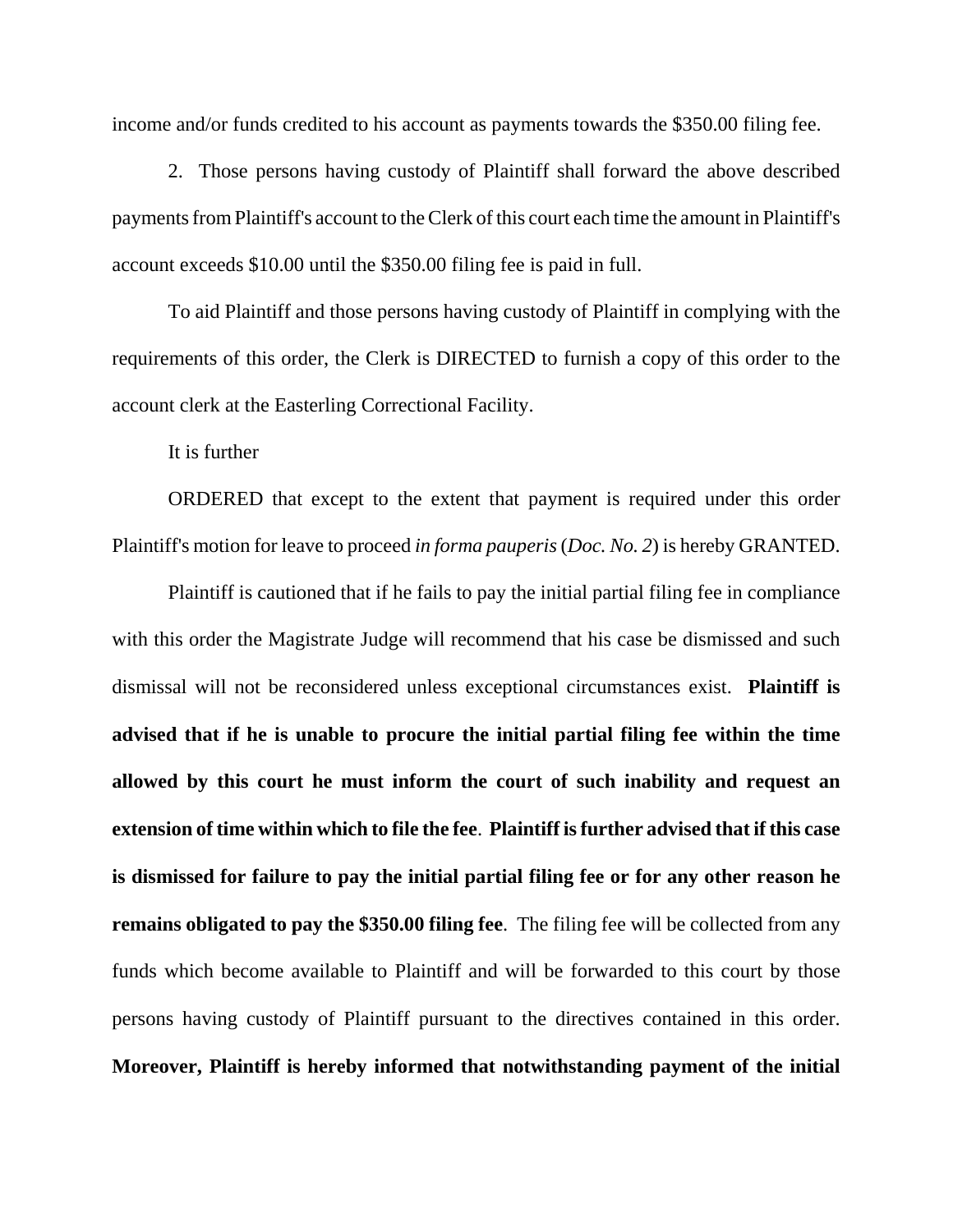income and/or funds credited to his account as payments towards the $350.00 filing fee.

2. Those persons having custody of Plaintiff shall forward the above described payments from Plaintiff's account to the Clerk of this court each time the amount in Plaintiff's account exceeds $10.00 until the $350.00 filing fee is paid in full.

To aid Plaintiff and those persons having custody of Plaintiff in complying with the requirements of this order, the Clerk is DIRECTED to furnish a copy of this order to the account clerk at the Easterling Correctional Facility.

It is further

ORDERED that except to the extent that payment is required under this order Plaintiff's motion for leave to proceed *in forma pauperis* (*Doc. No. 2*) is hereby GRANTED.

Plaintiff is cautioned that if he fails to pay the initial partial filing fee in compliance with this order the Magistrate Judge will recommend that his case be dismissed and such dismissal will not be reconsidered unless exceptional circumstances exist. **Plaintiff is advised that if he is unable to procure the initial partial filing fee within the time allowed by this court he must inform the court of such inability and request an extension of time within which to file the fee**. **Plaintiff is further advised that if this case is dismissed for failure to pay the initial partial filing fee or for any other reason he remains obligated to pay the $350.00 filing fee**. The filing fee will be collected from any funds which become available to Plaintiff and will be forwarded to this court by those persons having custody of Plaintiff pursuant to the directives contained in this order. **Moreover, Plaintiff is hereby informed that notwithstanding payment of the initial**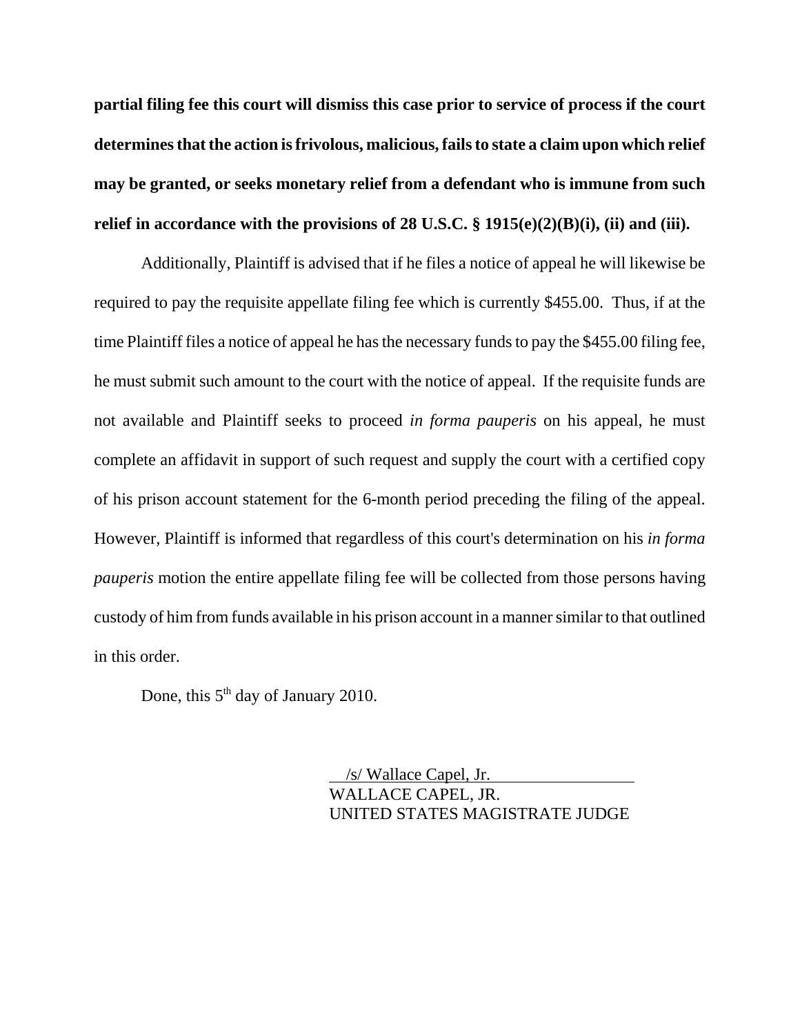**partial filing fee this court will dismiss this case prior to service of process if the court determines that the action is frivolous, malicious, fails to state a claim upon which relief may be granted, or seeks monetary relief from a defendant who is immune from such relief in accordance with the provisions of 28 U.S.C. § 1915(e)(2)(B)(i), (ii) and (iii).**

Additionally, Plaintiff is advised that if he files a notice of appeal he will likewise be required to pay the requisite appellate filing fee which is currently $455.00. Thus, if at the time Plaintiff files a notice of appeal he has the necessary funds to pay the $455.00 filing fee, he must submit such amount to the court with the notice of appeal. If the requisite funds are not available and Plaintiff seeks to proceed *in forma pauperis* on his appeal, he must complete an affidavit in support of such request and supply the court with a certified copy of his prison account statement for the 6-month period preceding the filing of the appeal. However, Plaintiff is informed that regardless of this court's determination on his *in forma pauperis* motion the entire appellate filing fee will be collected from those persons having custody of him from funds available in his prison account in a manner similar to that outlined in this order.

Done, this 5th day of January 2010.

/s/ Wallace Capel, Jr.
WALLACE CAPEL, JR.
UNITED STATES MAGISTRATE JUDGE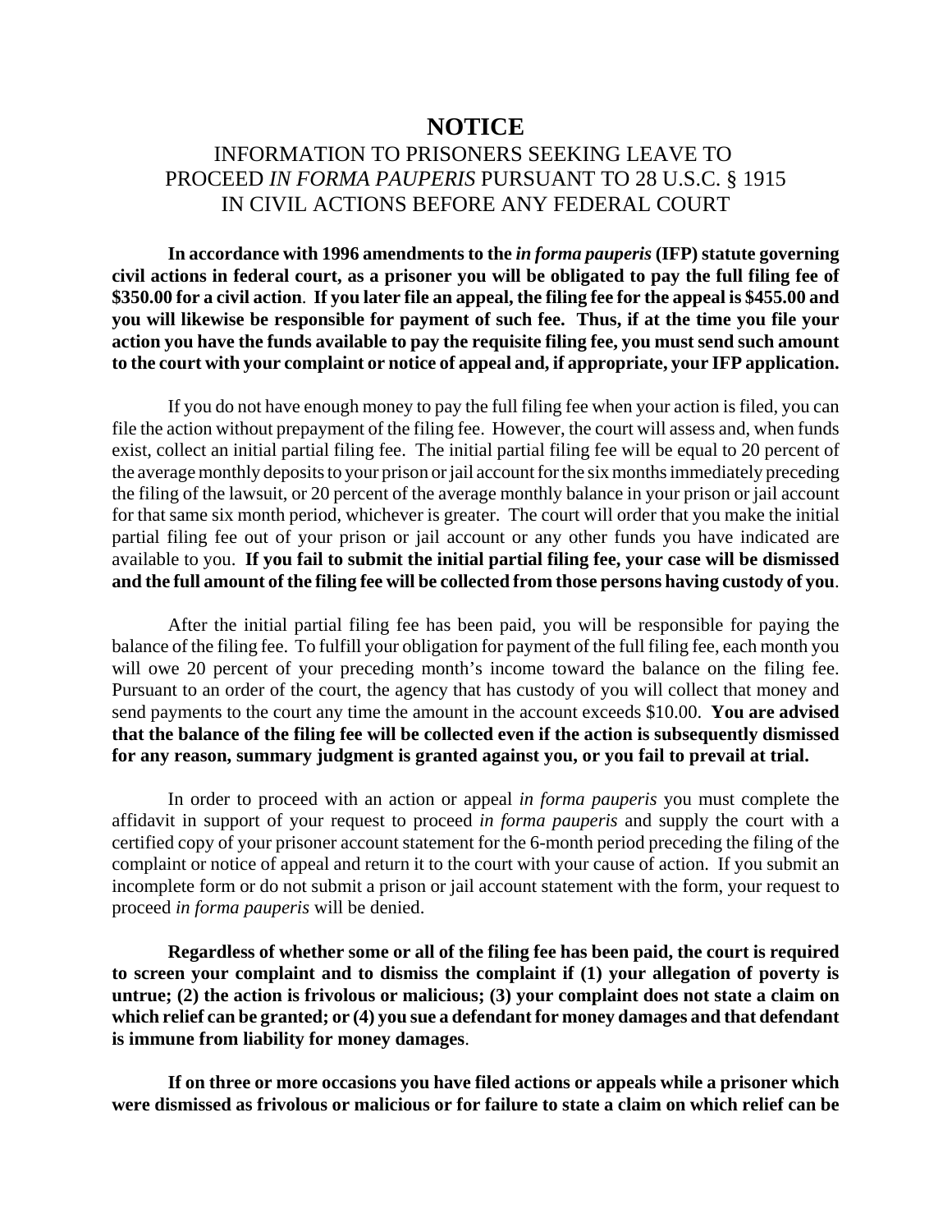# NOTICE

## INFORMATION TO PRISONERS SEEKING LEAVE TO PROCEED *IN FORMA PAUPERIS* PURSUANT TO 28 U.S.C. § 1915 IN CIVIL ACTIONS BEFORE ANY FEDERAL COURT

**In accordance with 1996 amendments to the *in forma pauperis* (IFP) statute governing civil actions in federal court, as a prisoner you will be obligated to pay the full filing fee of $350.00 for a civil action. If you later file an appeal, the filing fee for the appeal is $455.00 and you will likewise be responsible for payment of such fee. Thus, if at the time you file your action you have the funds available to pay the requisite filing fee, you must send such amount to the court with your complaint or notice of appeal and, if appropriate, your IFP application.**

If you do not have enough money to pay the full filing fee when your action is filed, you can file the action without prepayment of the filing fee. However, the court will assess and, when funds exist, collect an initial partial filing fee. The initial partial filing fee will be equal to 20 percent of the average monthly deposits to your prison or jail account for the six months immediately preceding the filing of the lawsuit, or 20 percent of the average monthly balance in your prison or jail account for that same six month period, whichever is greater. The court will order that you make the initial partial filing fee out of your prison or jail account or any other funds you have indicated are available to you. **If you fail to submit the initial partial filing fee, your case will be dismissed and the full amount of the filing fee will be collected from those persons having custody of you**.

After the initial partial filing fee has been paid, you will be responsible for paying the balance of the filing fee. To fulfill your obligation for payment of the full filing fee, each month you will owe 20 percent of your preceding month's income toward the balance on the filing fee. Pursuant to an order of the court, the agency that has custody of you will collect that money and send payments to the court any time the amount in the account exceeds $10.00. **You are advised that the balance of the filing fee will be collected even if the action is subsequently dismissed for any reason, summary judgment is granted against you, or you fail to prevail at trial.**

In order to proceed with an action or appeal *in forma pauperis* you must complete the affidavit in support of your request to proceed *in forma pauperis* and supply the court with a certified copy of your prisoner account statement for the 6-month period preceding the filing of the complaint or notice of appeal and return it to the court with your cause of action. If you submit an incomplete form or do not submit a prison or jail account statement with the form, your request to proceed *in forma pauperis* will be denied.

**Regardless of whether some or all of the filing fee has been paid, the court is required to screen your complaint and to dismiss the complaint if (1) your allegation of poverty is untrue; (2) the action is frivolous or malicious; (3) your complaint does not state a claim on which relief can be granted; or (4) you sue a defendant for money damages and that defendant is immune from liability for money damages**.

**If on three or more occasions you have filed actions or appeals while a prisoner which were dismissed as frivolous or malicious or for failure to state a claim on which relief can be**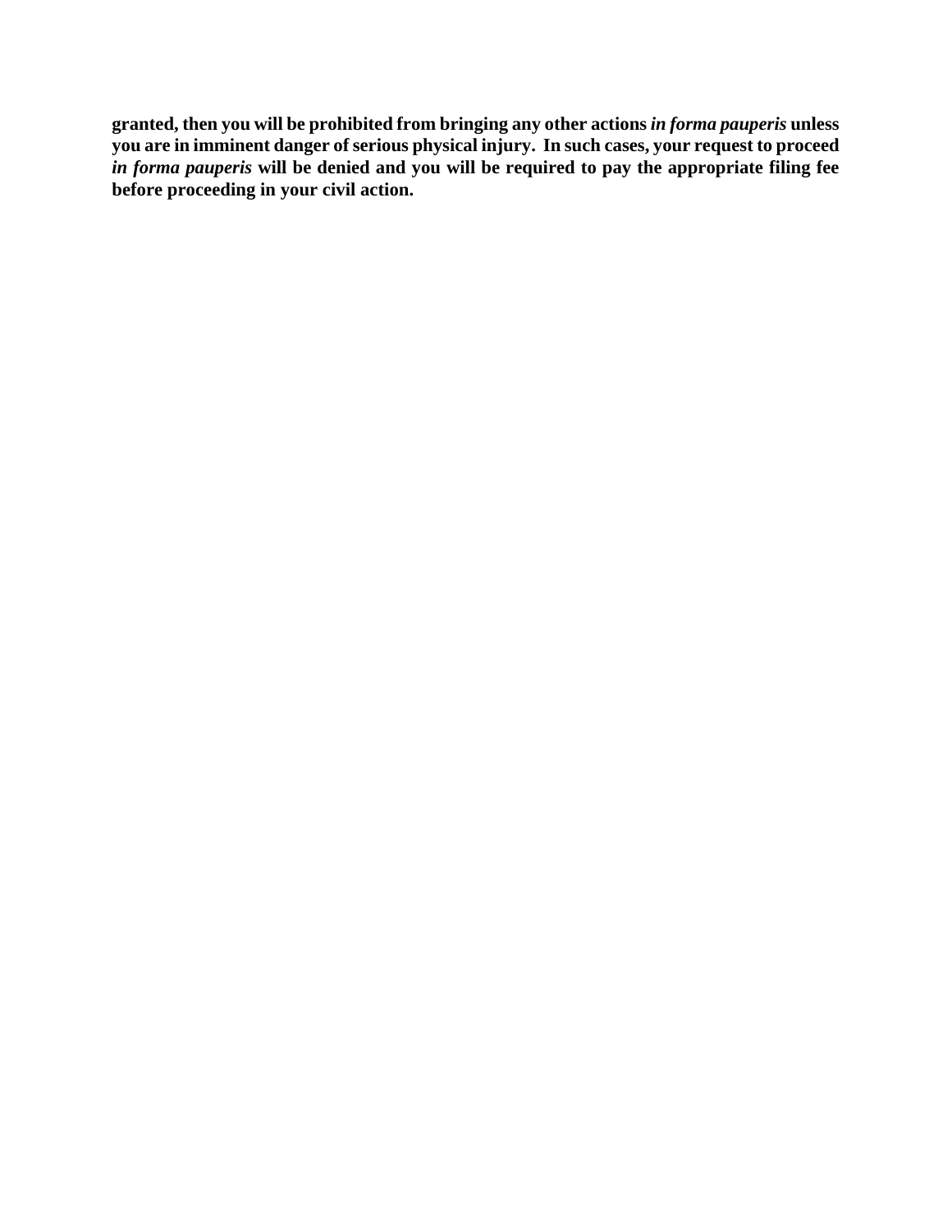**granted, then you will be prohibited from bringing any other actions *in forma pauperis* unless you are in imminent danger of serious physical injury. In such cases, your request to proceed *in forma pauperis* will be denied and you will be required to pay the appropriate filing fee before proceeding in your civil action.**